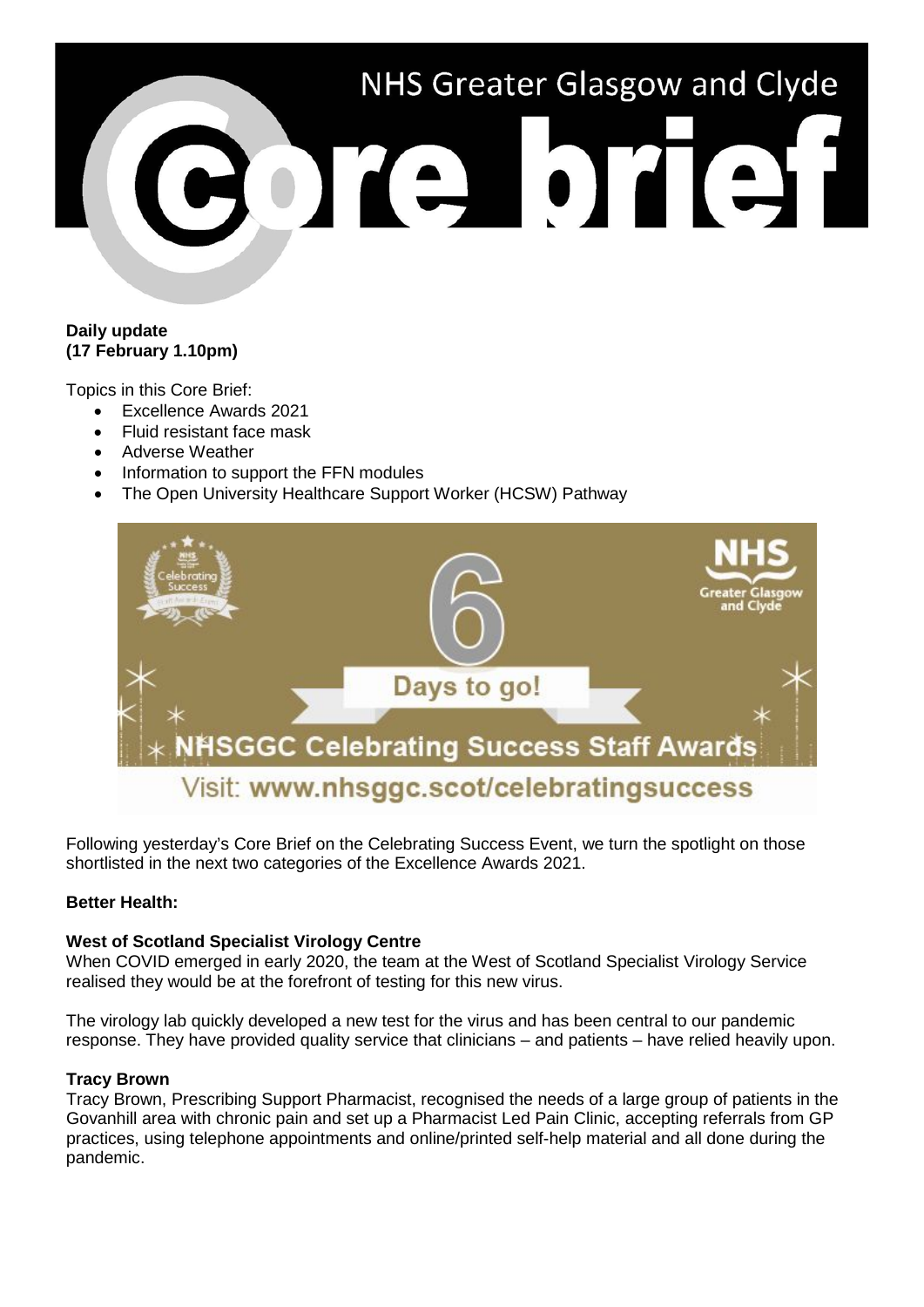# NHS Greater Glasgow and Clyde Core brief

**Daily update**
**(17 February 1.10pm)**

Topics in this Core Brief:

- Excellence Awards 2021
- Fluid resistant face mask
- Adverse Weather
- Information to support the FFN modules
- The Open University Healthcare Support Worker (HCSW) Pathway

6 Days to go!

NHSGGC Celebrating Success Staff Awards

Visit: **www.nhsggc.scot/celebratingsuccess**

Following yesterday's Core Brief on the Celebrating Success Event, we turn the spotlight on those shortlisted in the next two categories of the Excellence Awards 2021.

**Better Health:**

**West of Scotland Specialist Virology Centre**
When COVID emerged in early 2020, the team at the West of Scotland Specialist Virology Service realised they would be at the forefront of testing for this new virus.

The virology lab quickly developed a new test for the virus and has been central to our pandemic response. They have provided quality service that clinicians – and patients – have relied heavily upon.

**Tracy Brown**
Tracy Brown, Prescribing Support Pharmacist, recognised the needs of a large group of patients in the Govanhill area with chronic pain and set up a Pharmacist Led Pain Clinic, accepting referrals from GP practices, using telephone appointments and online/printed self-help material and all done during the pandemic.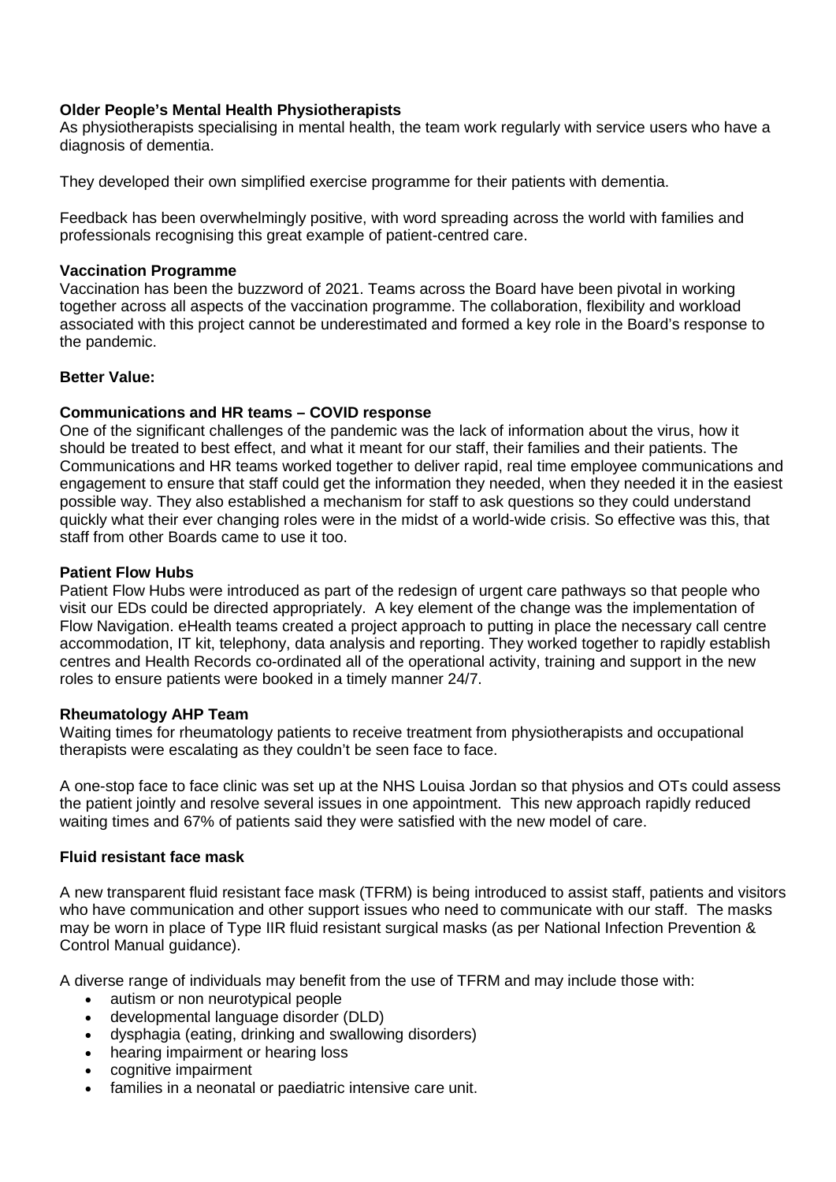**Older People's Mental Health Physiotherapists**
As physiotherapists specialising in mental health, the team work regularly with service users who have a diagnosis of dementia.

They developed their own simplified exercise programme for their patients with dementia.

Feedback has been overwhelmingly positive, with word spreading across the world with families and professionals recognising this great example of patient-centred care.

**Vaccination Programme**
Vaccination has been the buzzword of 2021. Teams across the Board have been pivotal in working together across all aspects of the vaccination programme. The collaboration, flexibility and workload associated with this project cannot be underestimated and formed a key role in the Board's response to the pandemic.

**Better Value:**

**Communications and HR teams – COVID response**
One of the significant challenges of the pandemic was the lack of information about the virus, how it should be treated to best effect, and what it meant for our staff, their families and their patients. The Communications and HR teams worked together to deliver rapid, real time employee communications and engagement to ensure that staff could get the information they needed, when they needed it in the easiest possible way. They also established a mechanism for staff to ask questions so they could understand quickly what their ever changing roles were in the midst of a world-wide crisis. So effective was this, that staff from other Boards came to use it too.

**Patient Flow Hubs**
Patient Flow Hubs were introduced as part of the redesign of urgent care pathways so that people who visit our EDs could be directed appropriately. A key element of the change was the implementation of Flow Navigation. eHealth teams created a project approach to putting in place the necessary call centre accommodation, IT kit, telephony, data analysis and reporting. They worked together to rapidly establish centres and Health Records co-ordinated all of the operational activity, training and support in the new roles to ensure patients were booked in a timely manner 24/7.

**Rheumatology AHP Team**
Waiting times for rheumatology patients to receive treatment from physiotherapists and occupational therapists were escalating as they couldn't be seen face to face.

A one-stop face to face clinic was set up at the NHS Louisa Jordan so that physios and OTs could assess the patient jointly and resolve several issues in one appointment. This new approach rapidly reduced waiting times and 67% of patients said they were satisfied with the new model of care.

**Fluid resistant face mask**

A new transparent fluid resistant face mask (TFRM) is being introduced to assist staff, patients and visitors who have communication and other support issues who need to communicate with our staff. The masks may be worn in place of Type IIR fluid resistant surgical masks (as per National Infection Prevention & Control Manual guidance).

A diverse range of individuals may benefit from the use of TFRM and may include those with:

- autism or non neurotypical people
- developmental language disorder (DLD)
- dysphagia (eating, drinking and swallowing disorders)
- hearing impairment or hearing loss
- cognitive impairment
- families in a neonatal or paediatric intensive care unit.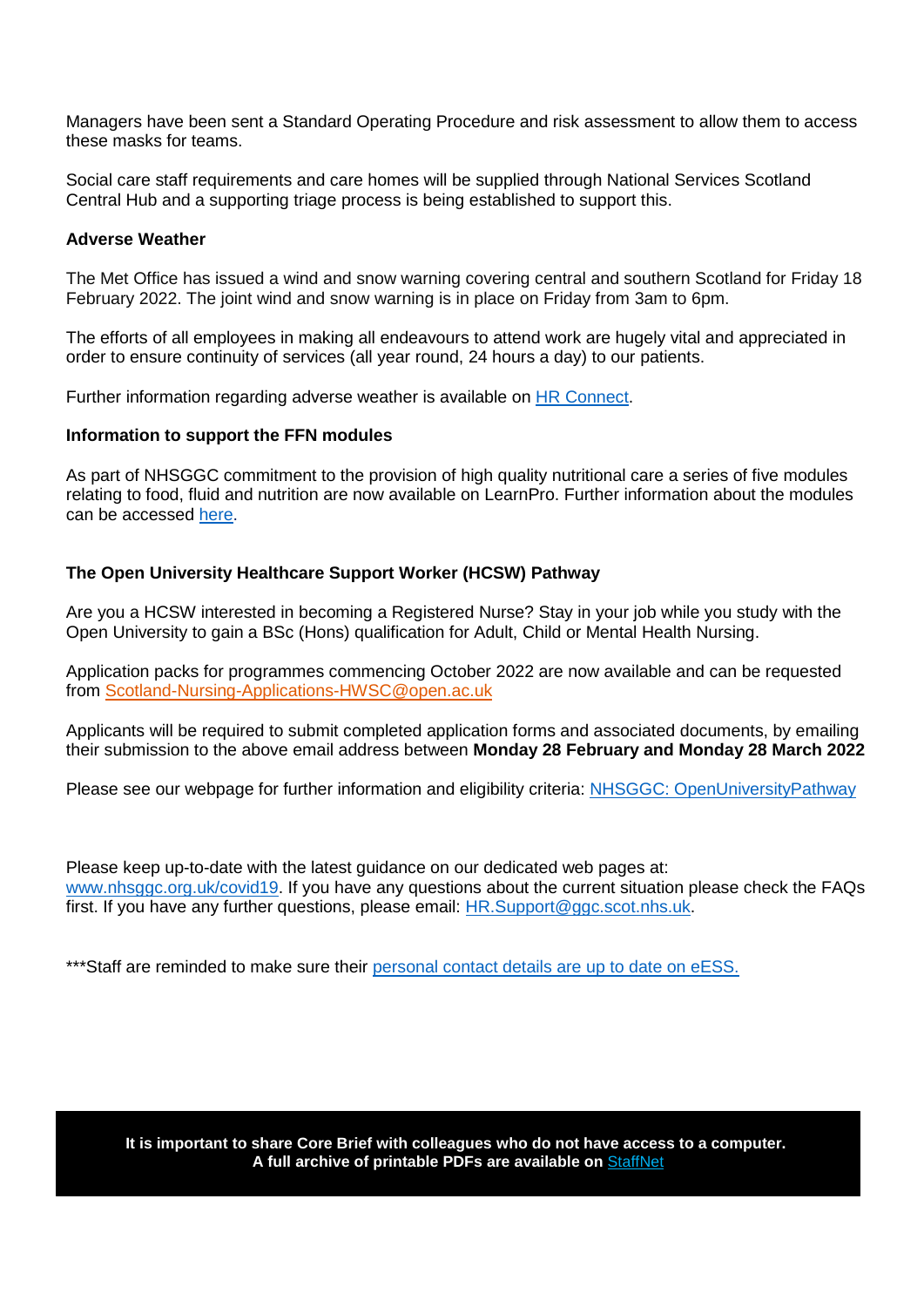Managers have been sent a Standard Operating Procedure and risk assessment to allow them to access these masks for teams.

Social care staff requirements and care homes will be supplied through National Services Scotland Central Hub and a supporting triage process is being established to support this.

**Adverse Weather**

The Met Office has issued a wind and snow warning covering central and southern Scotland for Friday 18 February 2022. The joint wind and snow warning is in place on Friday from 3am to 6pm.

The efforts of all employees in making all endeavours to attend work are hugely vital and appreciated in order to ensure continuity of services (all year round, 24 hours a day) to our patients.

Further information regarding adverse weather is available on HR Connect.

**Information to support the FFN modules**

As part of NHSGGC commitment to the provision of high quality nutritional care a series of five modules relating to food, fluid and nutrition are now available on LearnPro. Further information about the modules can be accessed here.

**The Open University Healthcare Support Worker (HCSW) Pathway**

Are you a HCSW interested in becoming a Registered Nurse? Stay in your job while you study with the Open University to gain a BSc (Hons) qualification for Adult, Child or Mental Health Nursing.

Application packs for programmes commencing October 2022 are now available and can be requested from Scotland-Nursing-Applications-HWSC@open.ac.uk

Applicants will be required to submit completed application forms and associated documents, by emailing their submission to the above email address between **Monday 28 February and Monday 28 March 2022**

Please see our webpage for further information and eligibility criteria: NHSGGC: OpenUniversityPathway

Please keep up-to-date with the latest guidance on our dedicated web pages at: www.nhsggc.org.uk/covid19. If you have any questions about the current situation please check the FAQs first. If you have any further questions, please email: HR.Support@ggc.scot.nhs.uk.

***Staff are reminded to make sure their personal contact details are up to date on eESS.

**It is important to share Core Brief with colleagues who do not have access to a computer.**
**A full archive of printable PDFs are available on StaffNet**